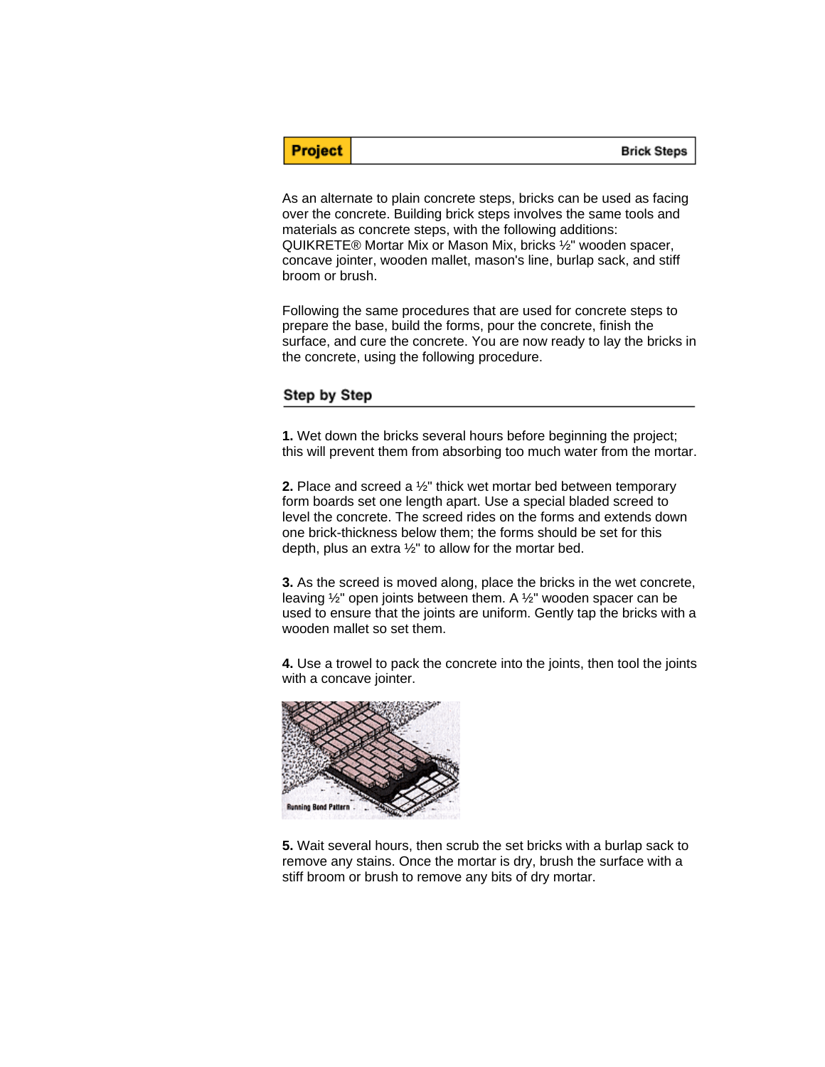**Project** | **Brick Steps**

As an alternate to plain concrete steps, bricks can be used as facing over the concrete. Building brick steps involves the same tools and materials as concrete steps, with the following additions: QUIKRETE® Mortar Mix or Mason Mix, bricks ½" wooden spacer, concave jointer, wooden mallet, mason's line, burlap sack, and stiff broom or brush.

Following the same procedures that are used for concrete steps to prepare the base, build the forms, pour the concrete, finish the surface, and cure the concrete. You are now ready to lay the bricks in the concrete, using the following procedure.

## Step by Step

**1.** Wet down the bricks several hours before beginning the project; this will prevent them from absorbing too much water from the mortar.

**2.** Place and screed a ½" thick wet mortar bed between temporary form boards set one length apart. Use a special bladed screed to level the concrete. The screed rides on the forms and extends down one brick-thickness below them; the forms should be set for this depth, plus an extra ½" to allow for the mortar bed.

**3.** As the screed is moved along, place the bricks in the wet concrete, leaving ½" open joints between them. A ½" wooden spacer can be used to ensure that the joints are uniform. Gently tap the bricks with a wooden mallet so set them.

**4.** Use a trowel to pack the concrete into the joints, then tool the joints with a concave jointer.

Running Bond Pattern

**5.** Wait several hours, then scrub the set bricks with a burlap sack to remove any stains. Once the mortar is dry, brush the surface with a stiff broom or brush to remove any bits of dry mortar.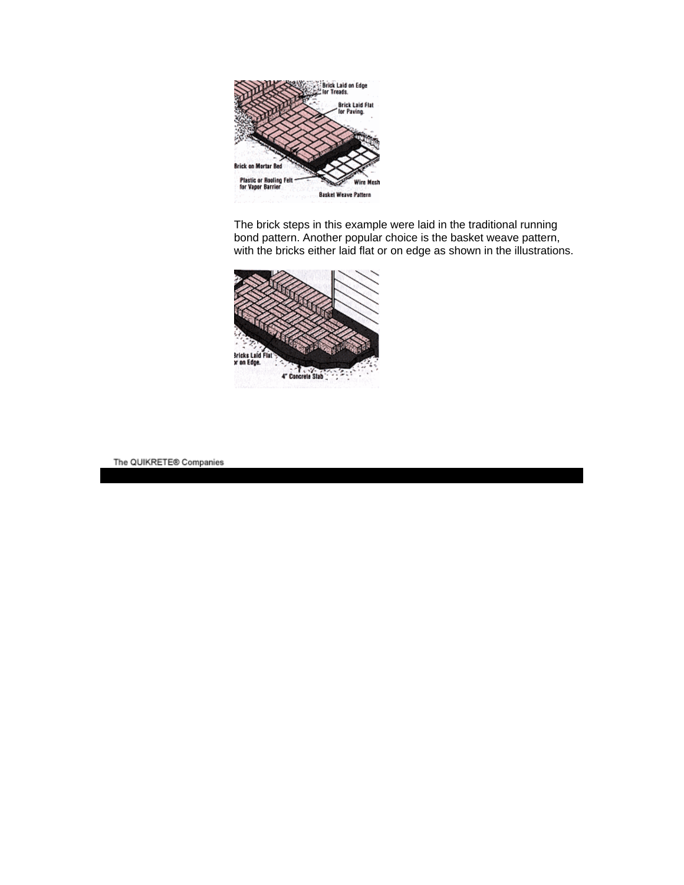Brick Laid on Edge for Treads.

Brick Laid Flat for Paving.

Brick on Mortar Bed

Plastic or Roofing Felt for Vapor Barrier

Wire Mesh

Basket Weave Pattern

The brick steps in this example were laid in the traditional running bond pattern. Another popular choice is the basket weave pattern, with the bricks either laid flat or on edge as shown in the illustrations.

Bricks Laid Flat or on Edge.

4" Concrete Slab